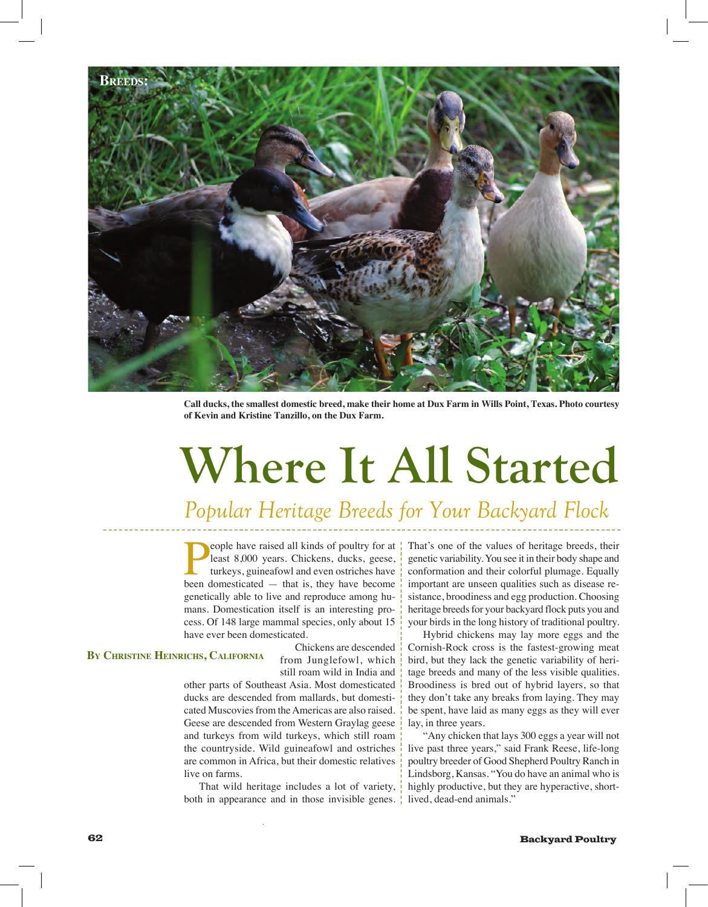**Breeds:**

Call ducks, the smallest domestic breed, make their home at Dux Farm in Wills Point, Texas. Photo courtesy of Kevin and Kristine Tanzillo, on the Dux Farm.

# Where It All Started

## *Popular Heritage Breeds for Your Backyard Flock*

**By Christine Heinrichs, California**

People have raised all kinds of poultry for at least 8,000 years. Chickens, ducks, geese, turkeys, guineafowl and even ostriches have been domesticated — that is, they have become genetically able to live and reproduce among humans. Domestication itself is an interesting process. Of 148 large mammal species, only about 15 have ever been domesticated.

Chickens are descended from Junglefowl, which still roam wild in India and other parts of Southeast Asia. Most domesticated ducks are descended from mallards, but domesticated Muscovies from the Americas are also raised. Geese are descended from Western Graylag geese and turkeys from wild turkeys, which still roam the countryside. Wild guineafowl and ostriches are common in Africa, but their domestic relatives live on farms.

That wild heritage includes a lot of variety, both in appearance and in those invisible genes. That's one of the values of heritage breeds, their genetic variability. You see it in their body shape and conformation and their colorful plumage. Equally important are unseen qualities such as disease resistance, broodiness and egg production. Choosing heritage breeds for your backyard flock puts you and your birds in the long history of traditional poultry.

Hybrid chickens may lay more eggs and the Cornish-Rock cross is the fastest-growing meat bird, but they lack the genetic variability of heritage breeds and many of the less visible qualities. Broodiness is bred out of hybrid layers, so that they don't take any breaks from laying. They may be spent, have laid as many eggs as they will ever lay, in three years.

"Any chicken that lays 300 eggs a year will not live past three years," said Frank Reese, life-long poultry breeder of Good Shepherd Poultry Ranch in Lindsborg, Kansas. "You do have an animal who is highly productive, but they are hyperactive, short-lived, dead-end animals."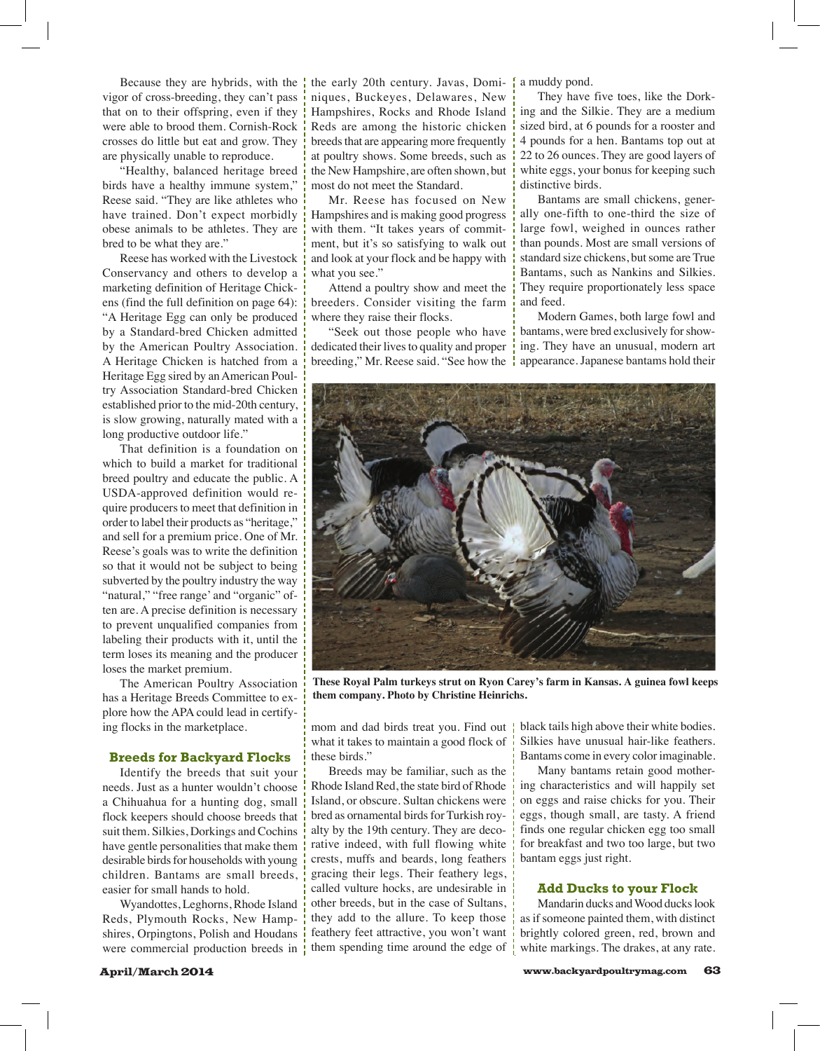Because they are hybrids, with the vigor of cross-breeding, they can't pass that on to their offspring, even if they were able to brood them. Cornish-Rock crosses do little but eat and grow. They are physically unable to reproduce.

"Healthy, balanced heritage breed birds have a healthy immune system," Reese said. "They are like athletes who have trained. Don't expect morbidly obese animals to be athletes. They are bred to be what they are."

Reese has worked with the Livestock Conservancy and others to develop a marketing definition of Heritage Chickens (find the full definition on page 64): "A Heritage Egg can only be produced by a Standard-bred Chicken admitted by the American Poultry Association. A Heritage Chicken is hatched from a Heritage Egg sired by an American Poultry Association Standard-bred Chicken established prior to the mid-20th century, is slow growing, naturally mated with a long productive outdoor life."

That definition is a foundation on which to build a market for traditional breed poultry and educate the public. A USDA-approved definition would require producers to meet that definition in order to label their products as "heritage," and sell for a premium price. One of Mr. Reese's goals was to write the definition so that it would not be subject to being subverted by the poultry industry the way "natural," "free range' and "organic" often are. A precise definition is necessary to prevent unqualified companies from labeling their products with it, until the term loses its meaning and the producer loses the market premium.

The American Poultry Association has a Heritage Breeds Committee to explore how the APA could lead in certifying flocks in the marketplace.

### Breeds for Backyard Flocks

Identify the breeds that suit your needs. Just as a hunter wouldn't choose a Chihuahua for a hunting dog, small flock keepers should choose breeds that suit them. Silkies, Dorkings and Cochins have gentle personalities that make them desirable birds for households with young children. Bantams are small breeds, easier for small hands to hold.

Wyandottes, Leghorns, Rhode Island Reds, Plymouth Rocks, New Hampshires, Orpingtons, Polish and Houdans were commercial production breeds in the early 20th century. Javas, Dominiques, Buckeyes, Delawares, New Hampshires, Rocks and Rhode Island Reds are among the historic chicken breeds that are appearing more frequently at poultry shows. Some breeds, such as the New Hampshire, are often shown, but most do not meet the Standard.

Mr. Reese has focused on New Hampshires and is making good progress with them. "It takes years of commitment, but it's so satisfying to walk out and look at your flock and be happy with what you see."

Attend a poultry show and meet the breeders. Consider visiting the farm where they raise their flocks.

"Seek out those people who have dedicated their lives to quality and proper breeding," Mr. Reese said. "See how the mom and dad birds treat you. Find out what it takes to maintain a good flock of these birds."

Breeds may be familiar, such as the Rhode Island Red, the state bird of Rhode Island, or obscure. Sultan chickens were bred as ornamental birds for Turkish royalty by the 19th century. They are decorative indeed, with full flowing white crests, muffs and beards, long feathers gracing their legs. Their feathery legs, called vulture hocks, are undesirable in other breeds, but in the case of Sultans, they add to the allure. To keep those feathery feet attractive, you won't want them spending time around the edge of a muddy pond.

They have five toes, like the Dorking and the Silkie. They are a medium sized bird, at 6 pounds for a rooster and 4 pounds for a hen. Bantams top out at 22 to 26 ounces. They are good layers of white eggs, your bonus for keeping such distinctive birds.

Bantams are small chickens, generally one-fifth to one-third the size of large fowl, weighed in ounces rather than pounds. Most are small versions of standard size chickens, but some are True Bantams, such as Nankins and Silkies. They require proportionately less space and feed.

Modern Games, both large fowl and bantams, were bred exclusively for showing. They have an unusual, modern art appearance. Japanese bantams hold their black tails high above their white bodies. Silkies have unusual hair-like feathers. Bantams come in every color imaginable.

Many bantams retain good mothering characteristics and will happily set on eggs and raise chicks for you. Their eggs, though small, are tasty. A friend finds one regular chicken egg too small for breakfast and two too large, but two bantam eggs just right.

**These Royal Palm turkeys strut on Ryon Carey's farm in Kansas. A guinea fowl keeps them company. Photo by Christine Heinrichs.**

### Add Ducks to your Flock

Mandarin ducks and Wood ducks look as if someone painted them, with distinct brightly colored green, red, brown and white markings. The drakes, at any rate.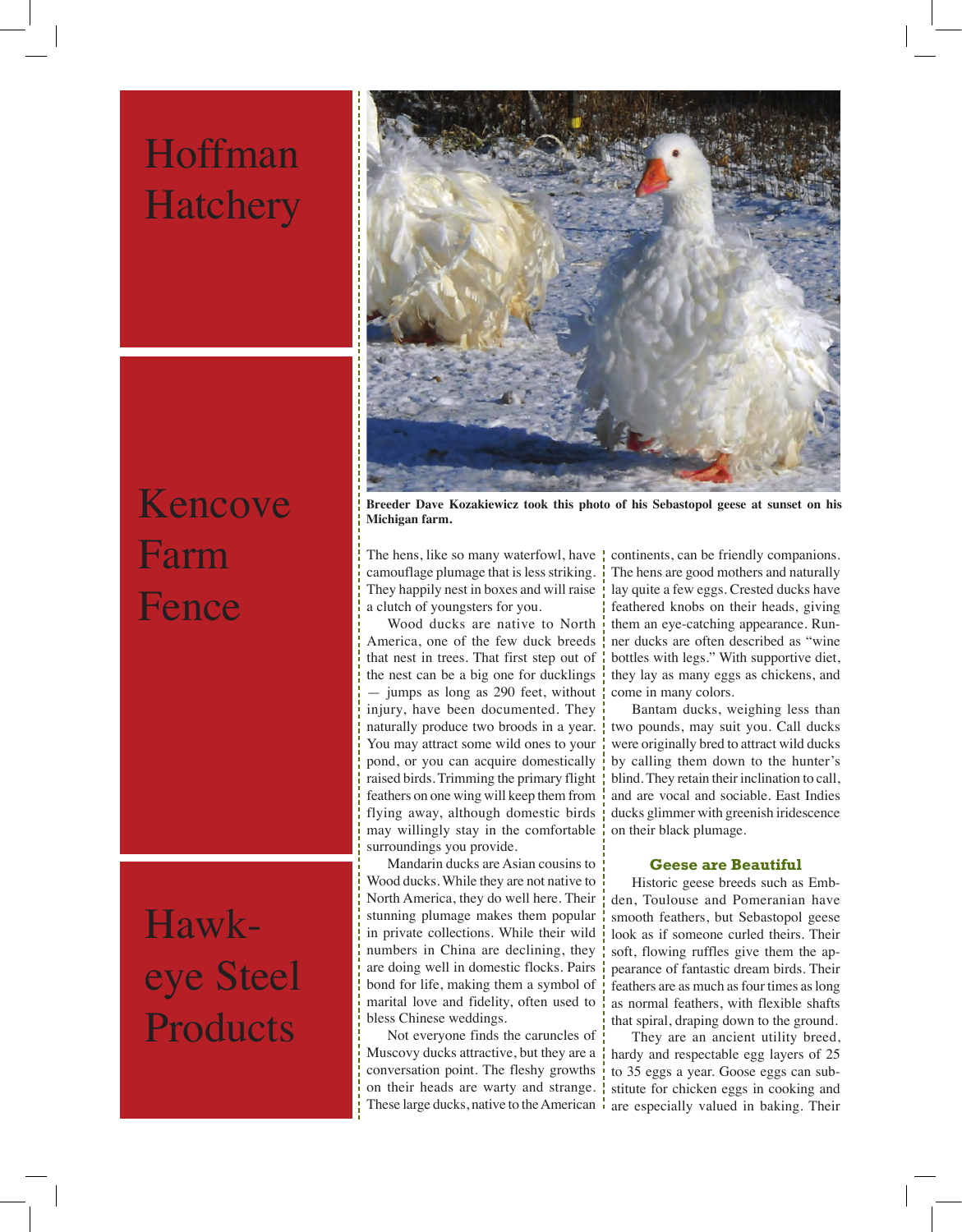Hoffman Hatchery

Kencove Farm Fence

Hawk-eye Steel Products

Breeder Dave Kozakiewicz took this photo of his Sebastopol geese at sunset on his Michigan farm.

The hens, like so many waterfowl, have camouflage plumage that is less striking. They happily nest in boxes and will raise a clutch of youngsters for you.

Wood ducks are native to North America, one of the few duck breeds that nest in trees. That first step out of the nest can be a big one for ducklings — jumps as long as 290 feet, without injury, have been documented. They naturally produce two broods in a year. You may attract some wild ones to your pond, or you can acquire domestically raised birds. Trimming the primary flight feathers on one wing will keep them from flying away, although domestic birds may willingly stay in the comfortable surroundings you provide.

Mandarin ducks are Asian cousins to Wood ducks. While they are not native to North America, they do well here. Their stunning plumage makes them popular in private collections. While their wild numbers in China are declining, they are doing well in domestic flocks. Pairs bond for life, making them a symbol of marital love and fidelity, often used to bless Chinese weddings.

Not everyone finds the caruncles of Muscovy ducks attractive, but they are a conversation point. The fleshy growths on their heads are warty and strange. These large ducks, native to the American continents, can be friendly companions. The hens are good mothers and naturally lay quite a few eggs. Crested ducks have feathered knobs on their heads, giving them an eye-catching appearance. Runner ducks are often described as "wine bottles with legs." With supportive diet, they lay as many eggs as chickens, and come in many colors.

Bantam ducks, weighing less than two pounds, may suit you. Call ducks were originally bred to attract wild ducks by calling them down to the hunter's blind. They retain their inclination to call, and are vocal and sociable. East Indies ducks glimmer with greenish iridescence on their black plumage.

### Geese are Beautiful

Historic geese breeds such as Embden, Toulouse and Pomeranian have smooth feathers, but Sebastopol geese look as if someone curled theirs. Their soft, flowing ruffles give them the appearance of fantastic dream birds. Their feathers are as much as four times as long as normal feathers, with flexible shafts that spiral, draping down to the ground.

They are an ancient utility breed, hardy and respectable egg layers of 25 to 35 eggs a year. Goose eggs can substitute for chicken eggs in cooking and are especially valued in baking. Their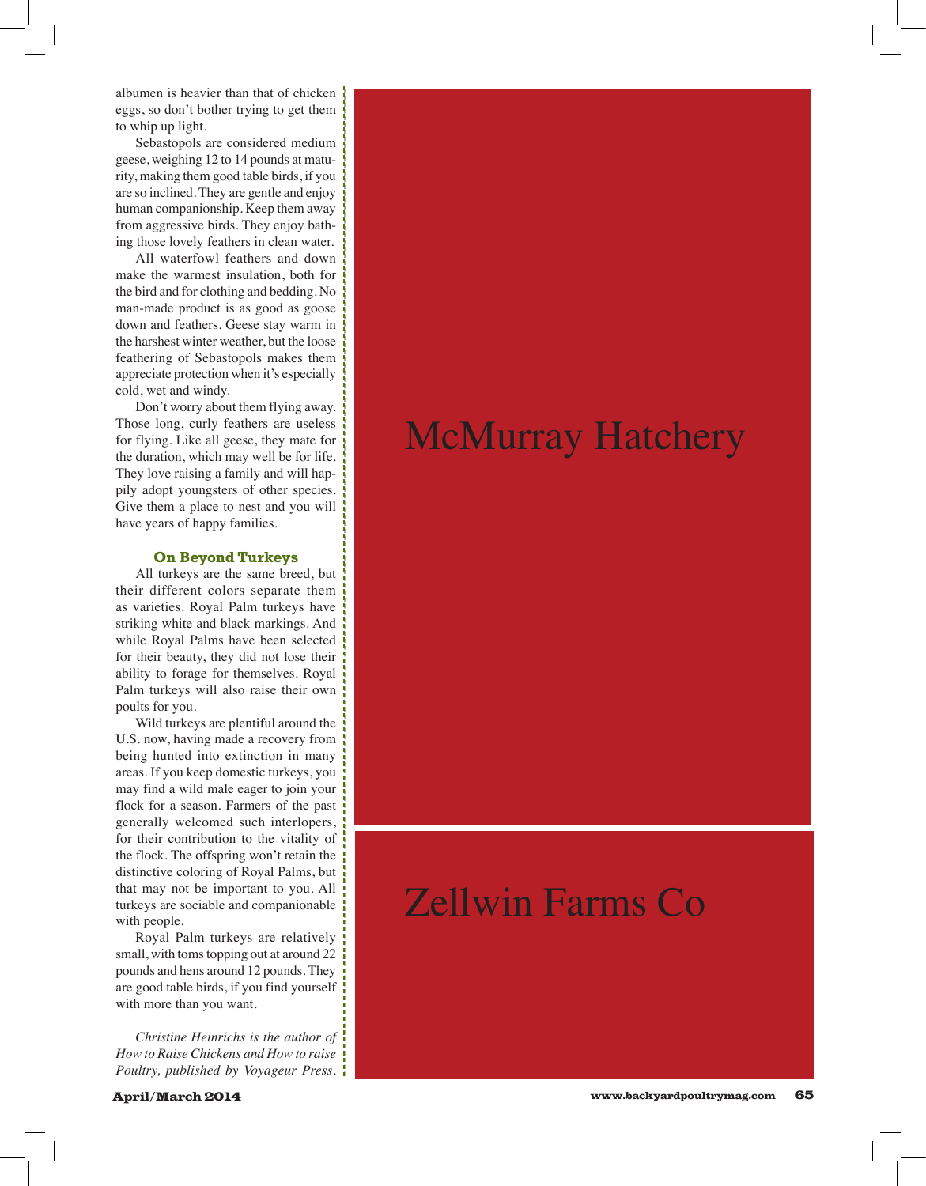albumen is heavier than that of chicken eggs, so don't bother trying to get them to whip up light.

Sebastopols are considered medium geese, weighing 12 to 14 pounds at maturity, making them good table birds, if you are so inclined. They are gentle and enjoy human companionship. Keep them away from aggressive birds. They enjoy bathing those lovely feathers in clean water.

All waterfowl feathers and down make the warmest insulation, both for the bird and for clothing and bedding. No man-made product is as good as goose down and feathers. Geese stay warm in the harshest winter weather, but the loose feathering of Sebastopols makes them appreciate protection when it's especially cold, wet and windy.

Don't worry about them flying away. Those long, curly feathers are useless for flying. Like all geese, they mate for the duration, which may well be for life. They love raising a family and will happily adopt youngsters of other species. Give them a place to nest and you will have years of happy families.

### On Beyond Turkeys

All turkeys are the same breed, but their different colors separate them as varieties. Royal Palm turkeys have striking white and black markings. And while Royal Palms have been selected for their beauty, they did not lose their ability to forage for themselves. Royal Palm turkeys will also raise their own poults for you.

Wild turkeys are plentiful around the U.S. now, having made a recovery from being hunted into extinction in many areas. If you keep domestic turkeys, you may find a wild male eager to join your flock for a season. Farmers of the past generally welcomed such interlopers, for their contribution to the vitality of the flock. The offspring won't retain the distinctive coloring of Royal Palms, but that may not be important to you. All turkeys are sociable and companionable with people.

Royal Palm turkeys are relatively small, with toms topping out at around 22 pounds and hens around 12 pounds. They are good table birds, if you find yourself with more than you want.

*Christine Heinrichs is the author of How to Raise Chickens and How to raise Poultry, published by Voyageur Press.*

McMurray Hatchery

Zellwin Farms Co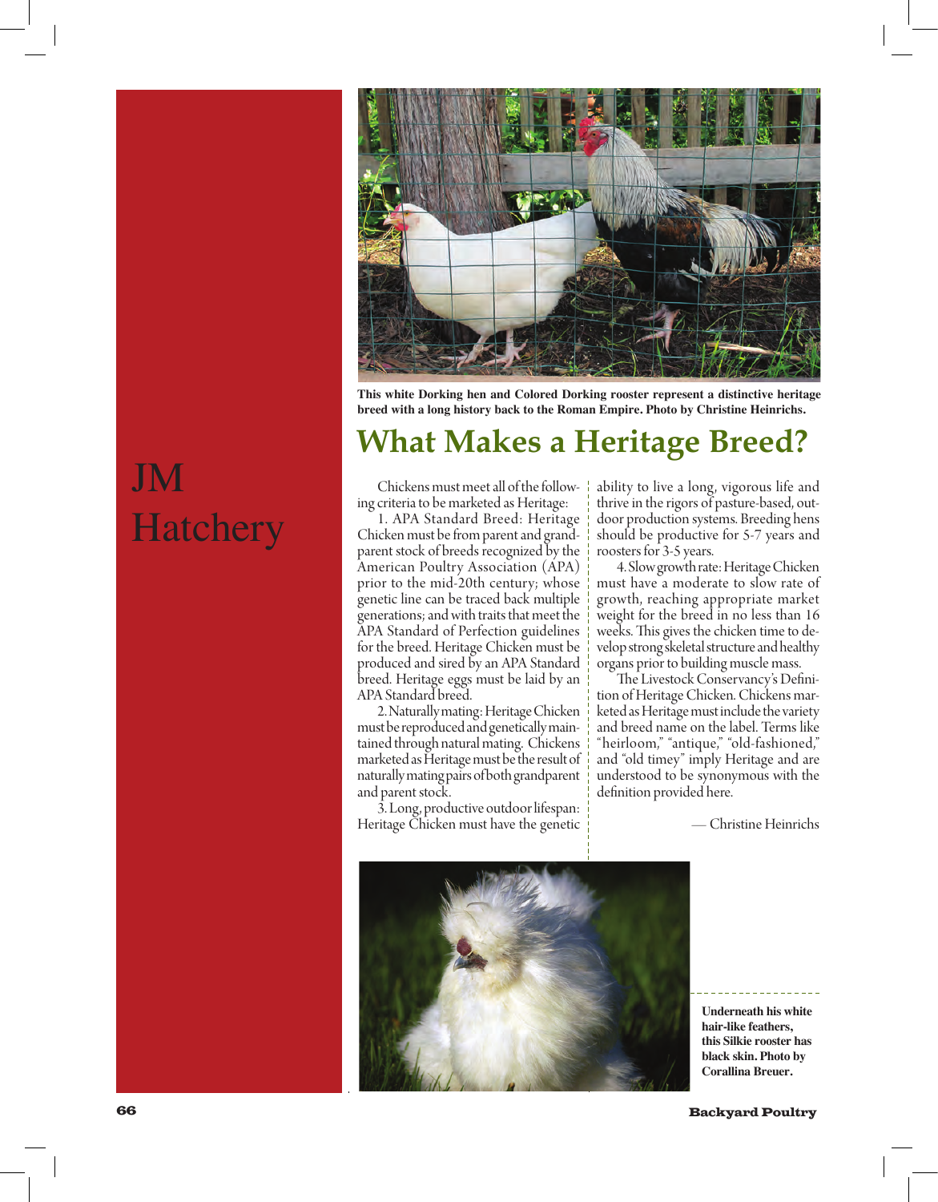JM Hatchery

This white Dorking hen and Colored Dorking rooster represent a distinctive heritage breed with a long history back to the Roman Empire. Photo by Christine Heinrichs.

# What Makes a Heritage Breed?

Chickens must meet all of the following criteria to be marketed as Heritage:

1. APA Standard Breed: Heritage Chicken must be from parent and grandparent stock of breeds recognized by the American Poultry Association (APA) prior to the mid-20th century; whose genetic line can be traced back multiple generations; and with traits that meet the APA Standard of Perfection guidelines for the breed. Heritage Chicken must be produced and sired by an APA Standard breed. Heritage eggs must be laid by an APA Standard breed.

2. Naturally mating: Heritage Chicken must be reproduced and genetically maintained through natural mating. Chickens marketed as Heritage must be the result of naturally mating pairs of both grandparent and parent stock.

3. Long, productive outdoor lifespan: Heritage Chicken must have the genetic ability to live a long, vigorous life and thrive in the rigors of pasture-based, outdoor production systems. Breeding hens should be productive for 5-7 years and roosters for 3-5 years.

4. Slow growth rate: Heritage Chicken must have a moderate to slow rate of growth, reaching appropriate market weight for the breed in no less than 16 weeks. This gives the chicken time to develop strong skeletal structure and healthy organs prior to building muscle mass.

The Livestock Conservancy's Definition of Heritage Chicken. Chickens marketed as Heritage must include the variety and breed name on the label. Terms like "heirloom," "antique," "old-fashioned," and "old timey" imply Heritage and are understood to be synonymous with the definition provided here.

— Christine Heinrichs

Underneath his white hair-like feathers, this Silkie rooster has black skin. Photo by Corallina Breuer.